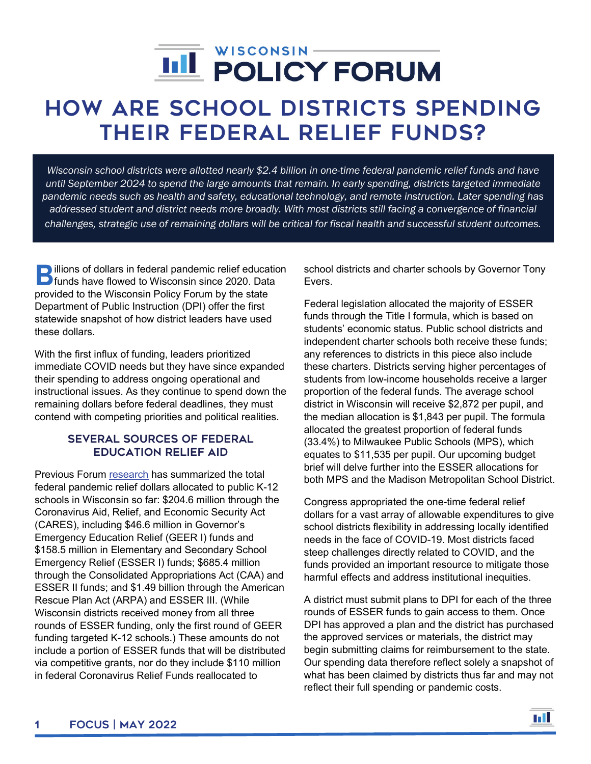# HOW ARE SCHOOL DISTRICTS SPENDING THEIR FEDERAL RELIEF FUNDS?

*Wisconsin school districts were allotted nearly $2.4 billion in one-time federal pandemic relief funds and have until September 2024 to spend the large amounts that remain. In early spending, districts targeted immediate pandemic needs such as health and safety, educational technology, and remote instruction. Later spending has addressed student and district needs more broadly. With most districts still facing a convergence of financial challenges, strategic use of remaining dollars will be critical for fiscal health and successful student outcomes.*

Billions of dollars in federal pandemic relief education funds have flowed to Wisconsin since 2020. Data provided to the Wisconsin Policy Forum by the state Department of Public Instruction (DPI) offer the first statewide snapshot of how district leaders have used these dollars.

With the first influx of funding, leaders prioritized immediate COVID needs but they have since expanded their spending to address ongoing operational and instructional issues. As they continue to spend down the remaining dollars before federal deadlines, they must contend with competing priorities and political realities.

## SEVERAL SOURCES OF FEDERAL EDUCATION RELIEF AID

Previous Forum research has summarized the total federal pandemic relief dollars allocated to public K-12 schools in Wisconsin so far: $204.6 million through the Coronavirus Aid, Relief, and Economic Security Act (CARES), including $46.6 million in Governor's Emergency Education Relief (GEER I) funds and $158.5 million in Elementary and Secondary School Emergency Relief (ESSER I) funds; $685.4 million through the Consolidated Appropriations Act (CAA) and ESSER II funds; and $1.49 billion through the American Rescue Plan Act (ARPA) and ESSER III. (While Wisconsin districts received money from all three rounds of ESSER funding, only the first round of GEER funding targeted K-12 schools.) These amounts do not include a portion of ESSER funds that will be distributed via competitive grants, nor do they include $110 million in federal Coronavirus Relief Funds reallocated to school districts and charter schools by Governor Tony Evers.

Federal legislation allocated the majority of ESSER funds through the Title I formula, which is based on students' economic status. Public school districts and independent charter schools both receive these funds; any references to districts in this piece also include these charters. Districts serving higher percentages of students from low-income households receive a larger proportion of the federal funds. The average school district in Wisconsin will receive $2,872 per pupil, and the median allocation is $1,843 per pupil. The formula allocated the greatest proportion of federal funds (33.4%) to Milwaukee Public Schools (MPS), which equates to $11,535 per pupil. Our upcoming budget brief will delve further into the ESSER allocations for both MPS and the Madison Metropolitan School District.

Congress appropriated the one-time federal relief dollars for a vast array of allowable expenditures to give school districts flexibility in addressing locally identified needs in the face of COVID-19. Most districts faced steep challenges directly related to COVID, and the funds provided an important resource to mitigate those harmful effects and address institutional inequities.

A district must submit plans to DPI for each of the three rounds of ESSER funds to gain access to them. Once DPI has approved a plan and the district has purchased the approved services or materials, the district may begin submitting claims for reimbursement to the state. Our spending data therefore reflect solely a snapshot of what has been claimed by districts thus far and may not reflect their full spending or pandemic costs.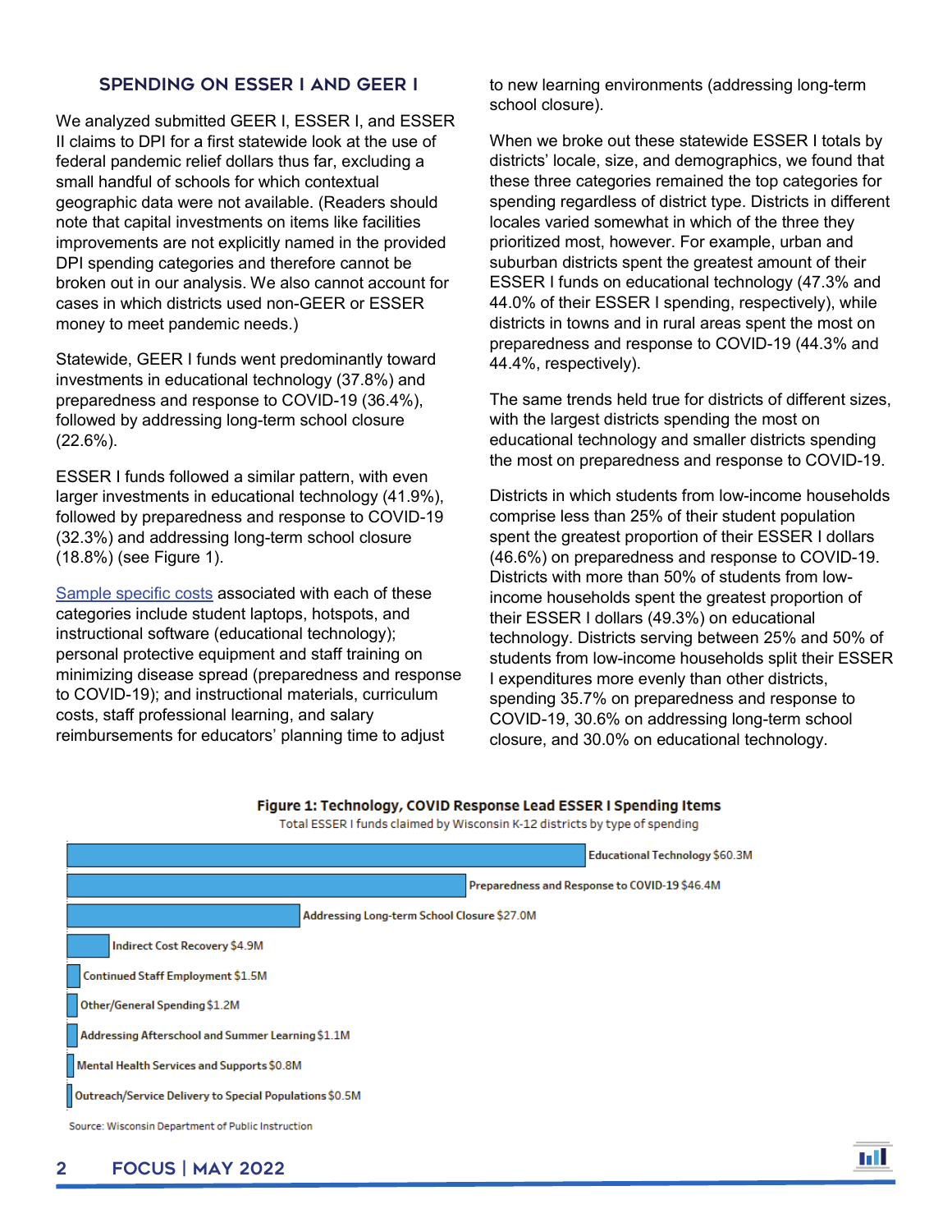## SPENDING ON ESSER I AND GEER I

We analyzed submitted GEER I, ESSER I, and ESSER II claims to DPI for a first statewide look at the use of federal pandemic relief dollars thus far, excluding a small handful of schools for which contextual geographic data were not available. (Readers should note that capital investments on items like facilities improvements are not explicitly named in the provided DPI spending categories and therefore cannot be broken out in our analysis. We also cannot account for cases in which districts used non-GEER or ESSER money to meet pandemic needs.)

Statewide, GEER I funds went predominantly toward investments in educational technology (37.8%) and preparedness and response to COVID-19 (36.4%), followed by addressing long-term school closure (22.6%).

ESSER I funds followed a similar pattern, with even larger investments in educational technology (41.9%), followed by preparedness and response to COVID-19 (32.3%) and addressing long-term school closure (18.8%) (see Figure 1).

Sample specific costs associated with each of these categories include student laptops, hotspots, and instructional software (educational technology); personal protective equipment and staff training on minimizing disease spread (preparedness and response to COVID-19); and instructional materials, curriculum costs, staff professional learning, and salary reimbursements for educators' planning time to adjust to new learning environments (addressing long-term school closure).

When we broke out these statewide ESSER I totals by districts' locale, size, and demographics, we found that these three categories remained the top categories for spending regardless of district type. Districts in different locales varied somewhat in which of the three they prioritized most, however. For example, urban and suburban districts spent the greatest amount of their ESSER I funds on educational technology (47.3% and 44.0% of their ESSER I spending, respectively), while districts in towns and in rural areas spent the most on preparedness and response to COVID-19 (44.3% and 44.4%, respectively).

The same trends held true for districts of different sizes, with the largest districts spending the most on educational technology and smaller districts spending the most on preparedness and response to COVID-19.

Districts in which students from low-income households comprise less than 25% of their student population spent the greatest proportion of their ESSER I dollars (46.6%) on preparedness and response to COVID-19. Districts with more than 50% of students from low-income households spent the greatest proportion of their ESSER I dollars (49.3%) on educational technology. Districts serving between 25% and 50% of students from low-income households split their ESSER I expenditures more evenly than other districts, spending 35.7% on preparedness and response to COVID-19, 30.6% on addressing long-term school closure, and 30.0% on educational technology.

**Figure 1: Technology, COVID Response Lead ESSER I Spending Items**

Total ESSER I funds claimed by Wisconsin K-12 districts by type of spending

| Type of spending | Amount |
| --- | --- |
| Educational Technology | $60.3M |
| Preparedness and Response to COVID-19 | $46.4M |
| Addressing Long-term School Closure | $27.0M |
| Indirect Cost Recovery | $4.9M |
| Continued Staff Employment | $1.5M |
| Other/General Spending | $1.2M |
| Addressing Afterschool and Summer Learning | $1.1M |
| Mental Health Services and Supports | $0.8M |
| Outreach/Service Delivery to Special Populations | $0.5M |

Source: Wisconsin Department of Public Instruction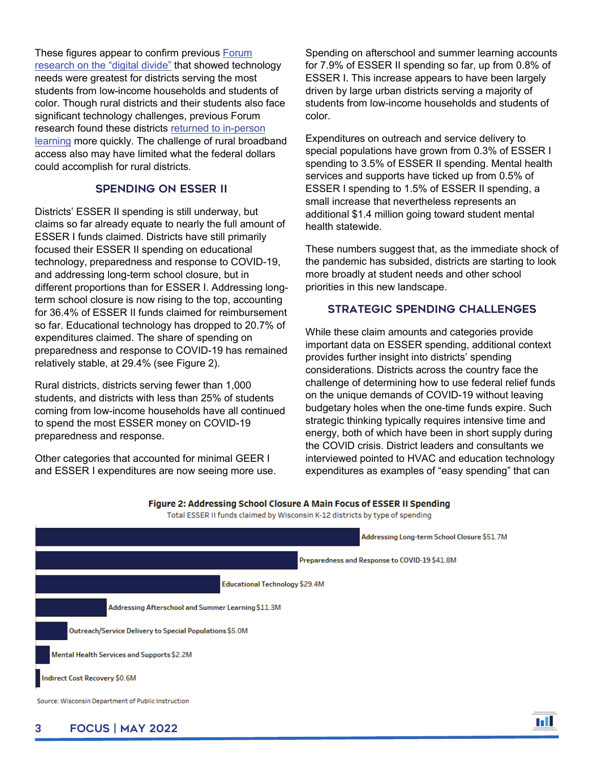These figures appear to confirm previous [Forum research on the "digital divide"]() that showed technology needs were greatest for districts serving the most students from low-income households and students of color. Though rural districts and their students also face significant technology challenges, previous Forum research found these districts [returned to in-person learning]() more quickly. The challenge of rural broadband access also may have limited what the federal dollars could accomplish for rural districts.

## SPENDING ON ESSER II

Districts' ESSER II spending is still underway, but claims so far already equate to nearly the full amount of ESSER I funds claimed. Districts have still primarily focused their ESSER II spending on educational technology, preparedness and response to COVID-19, and addressing long-term school closure, but in different proportions than for ESSER I. Addressing long-term school closure is now rising to the top, accounting for 36.4% of ESSER II funds claimed for reimbursement so far. Educational technology has dropped to 20.7% of expenditures claimed. The share of spending on preparedness and response to COVID-19 has remained relatively stable, at 29.4% (see Figure 2).

Rural districts, districts serving fewer than 1,000 students, and districts with less than 25% of students coming from low-income households have all continued to spend the most ESSER money on COVID-19 preparedness and response.

Other categories that accounted for minimal GEER I and ESSER I expenditures are now seeing more use. Spending on afterschool and summer learning accounts for 7.9% of ESSER II spending so far, up from 0.8% of ESSER I. This increase appears to have been largely driven by large urban districts serving a majority of students from low-income households and students of color.

Expenditures on outreach and service delivery to special populations have grown from 0.3% of ESSER I spending to 3.5% of ESSER II spending. Mental health services and supports have ticked up from 0.5% of ESSER I spending to 1.5% of ESSER II spending, a small increase that nevertheless represents an additional $1.4 million going toward student mental health statewide.

These numbers suggest that, as the immediate shock of the pandemic has subsided, districts are starting to look more broadly at student needs and other school priorities in this new landscape.

## STRATEGIC SPENDING CHALLENGES

While these claim amounts and categories provide important data on ESSER spending, additional context provides further insight into districts' spending considerations. Districts across the country face the challenge of determining how to use federal relief funds on the unique demands of COVID-19 without leaving budgetary holes when the one-time funds expire. Such strategic thinking typically requires intensive time and energy, both of which have been in short supply during the COVID crisis. District leaders and consultants we interviewed pointed to HVAC and education technology expenditures as examples of "easy spending" that can

**Figure 2: Addressing School Closure A Main Focus of ESSER II Spending**

Total ESSER II funds claimed by Wisconsin K-12 districts by type of spending

| Type of Spending | Amount |
|---|---|
| Addressing Long-term School Closure | $51.7M |
| Preparedness and Response to COVID-19 | $41.8M |
| Educational Technology | $29.4M |
| Addressing Afterschool and Summer Learning | $11.3M |
| Outreach/Service Delivery to Special Populations | $5.0M |
| Mental Health Services and Supports | $2.2M |
| Indirect Cost Recovery | $0.6M |

Source: Wisconsin Department of Public Instruction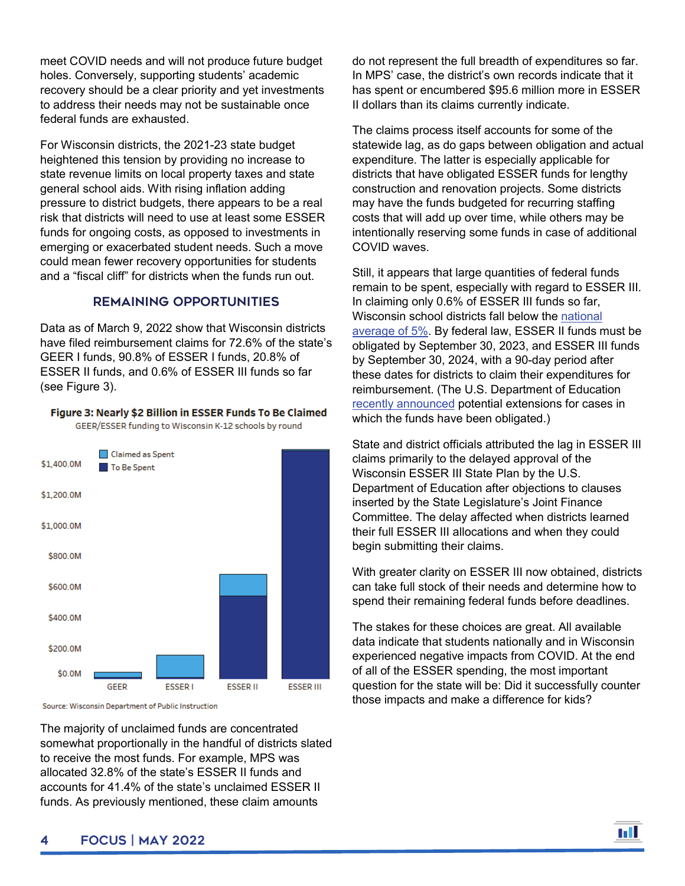meet COVID needs and will not produce future budget holes. Conversely, supporting students' academic recovery should be a clear priority and yet investments to address their needs may not be sustainable once federal funds are exhausted.

For Wisconsin districts, the 2021-23 state budget heightened this tension by providing no increase to state revenue limits on local property taxes and state general school aids. With rising inflation adding pressure to district budgets, there appears to be a real risk that districts will need to use at least some ESSER funds for ongoing costs, as opposed to investments in emerging or exacerbated student needs. Such a move could mean fewer recovery opportunities for students and a "fiscal cliff" for districts when the funds run out.

## REMAINING OPPORTUNITIES

Data as of March 9, 2022 show that Wisconsin districts have filed reimbursement claims for 72.6% of the state's GEER I funds, 90.8% of ESSER I funds, 20.8% of ESSER II funds, and 0.6% of ESSER III funds so far (see Figure 3).

**Figure 3: Nearly $2 Billion in ESSER Funds To Be Claimed**
GEER/ESSER funding to Wisconsin K-12 schools by round

Claimed as Spent
To Be Spent
$1,400.0M
$1,200.0M
$1,000.0M
$800.0M
$600.0M
$400.0M
$200.0M
$0.0M
GEER
ESSER I
ESSER II
ESSER III

Source: Wisconsin Department of Public Instruction

The majority of unclaimed funds are concentrated somewhat proportionally in the handful of districts slated to receive the most funds. For example, MPS was allocated 32.8% of the state's ESSER II funds and accounts for 41.4% of the state's unclaimed ESSER II funds. As previously mentioned, these claim amounts do not represent the full breadth of expenditures so far. In MPS' case, the district's own records indicate that it has spent or encumbered $95.6 million more in ESSER II dollars than its claims currently indicate.

The claims process itself accounts for some of the statewide lag, as do gaps between obligation and actual expenditure. The latter is especially applicable for districts that have obligated ESSER funds for lengthy construction and renovation projects. Some districts may have the funds budgeted for recurring staffing costs that will add up over time, while others may be intentionally reserving some funds in case of additional COVID waves.

Still, it appears that large quantities of federal funds remain to be spent, especially with regard to ESSER III. In claiming only 0.6% of ESSER III funds so far, Wisconsin school districts fall below the national average of 5%. By federal law, ESSER II funds must be obligated by September 30, 2023, and ESSER III funds by September 30, 2024, with a 90-day period after these dates for districts to claim their expenditures for reimbursement. (The U.S. Department of Education recently announced potential extensions for cases in which the funds have been obligated.)

State and district officials attributed the lag in ESSER III claims primarily to the delayed approval of the Wisconsin ESSER III State Plan by the U.S. Department of Education after objections to clauses inserted by the State Legislature's Joint Finance Committee. The delay affected when districts learned their full ESSER III allocations and when they could begin submitting their claims.

With greater clarity on ESSER III now obtained, districts can take full stock of their needs and determine how to spend their remaining federal funds before deadlines.

The stakes for these choices are great. All available data indicate that students nationally and in Wisconsin experienced negative impacts from COVID. At the end of all of the ESSER spending, the most important question for the state will be: Did it successfully counter those impacts and make a difference for kids?